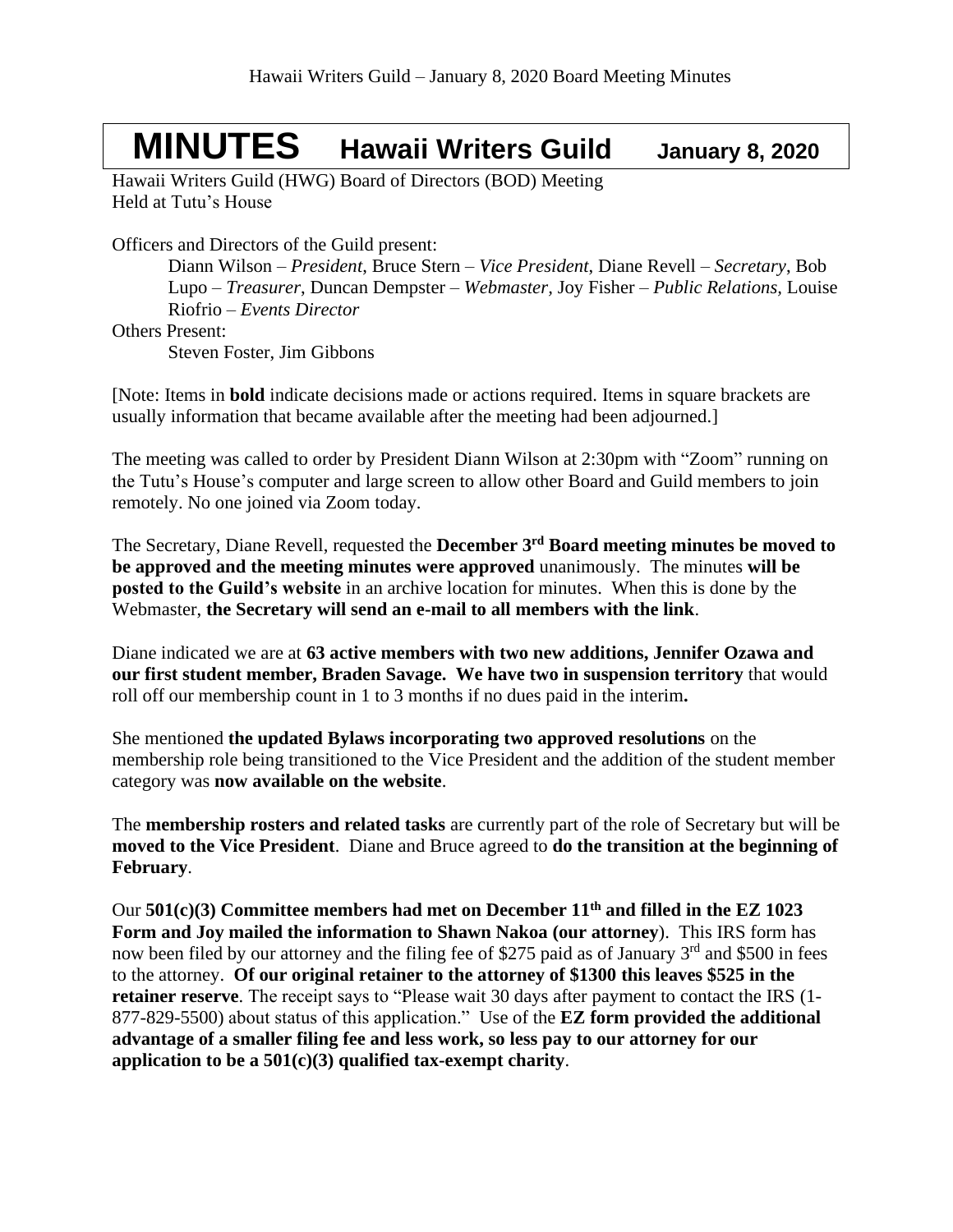# MINUTES Hawaii Writers Guild January 8, 2020

Hawaii Writers Guild (HWG) Board of Directors (BOD) Meeting
Held at Tutu's House

Officers and Directors of the Guild present:

Diann Wilson – *President*, Bruce Stern – *Vice President*, Diane Revell – *Secretary*, Bob Lupo – *Treasurer*, Duncan Dempster – *Webmaster,* Joy Fisher – *Public Relations*, Louise Riofrio – *Events Director*

Others Present:

Steven Foster, Jim Gibbons

[Note: Items in **bold** indicate decisions made or actions required. Items in square brackets are usually information that became available after the meeting had been adjourned.]

The meeting was called to order by President Diann Wilson at 2:30pm with "Zoom" running on the Tutu's House's computer and large screen to allow other Board and Guild members to join remotely. No one joined via Zoom today.

The Secretary, Diane Revell, requested the **December 3rd Board meeting minutes be moved to be approved and the meeting minutes were approved** unanimously. The minutes **will be posted to the Guild's website** in an archive location for minutes. When this is done by the Webmaster, **the Secretary will send an e-mail to all members with the link**.

Diane indicated we are at **63 active members with two new additions, Jennifer Ozawa and our first student member, Braden Savage. We have two in suspension territory** that would roll off our membership count in 1 to 3 months if no dues paid in the interim**.**

She mentioned **the updated Bylaws incorporating two approved resolutions** on the membership role being transitioned to the Vice President and the addition of the student member category was **now available on the website**.

The **membership rosters and related tasks** are currently part of the role of Secretary but will be **moved to the Vice President**. Diane and Bruce agreed to **do the transition at the beginning of February**.

Our **501(c)(3) Committee members had met on December 11th and filled in the EZ 1023 Form and Joy mailed the information to Shawn Nakoa (our attorney**). This IRS form has now been filed by our attorney and the filing fee of $275 paid as of January 3rd and $500 in fees to the attorney. **Of our original retainer to the attorney of $1300 this leaves $525 in the retainer reserve**. The receipt says to "Please wait 30 days after payment to contact the IRS (1-877-829-5500) about status of this application." Use of the **EZ form provided the additional advantage of a smaller filing fee and less work, so less pay to our attorney for our application to be a 501(c)(3) qualified tax-exempt charity**.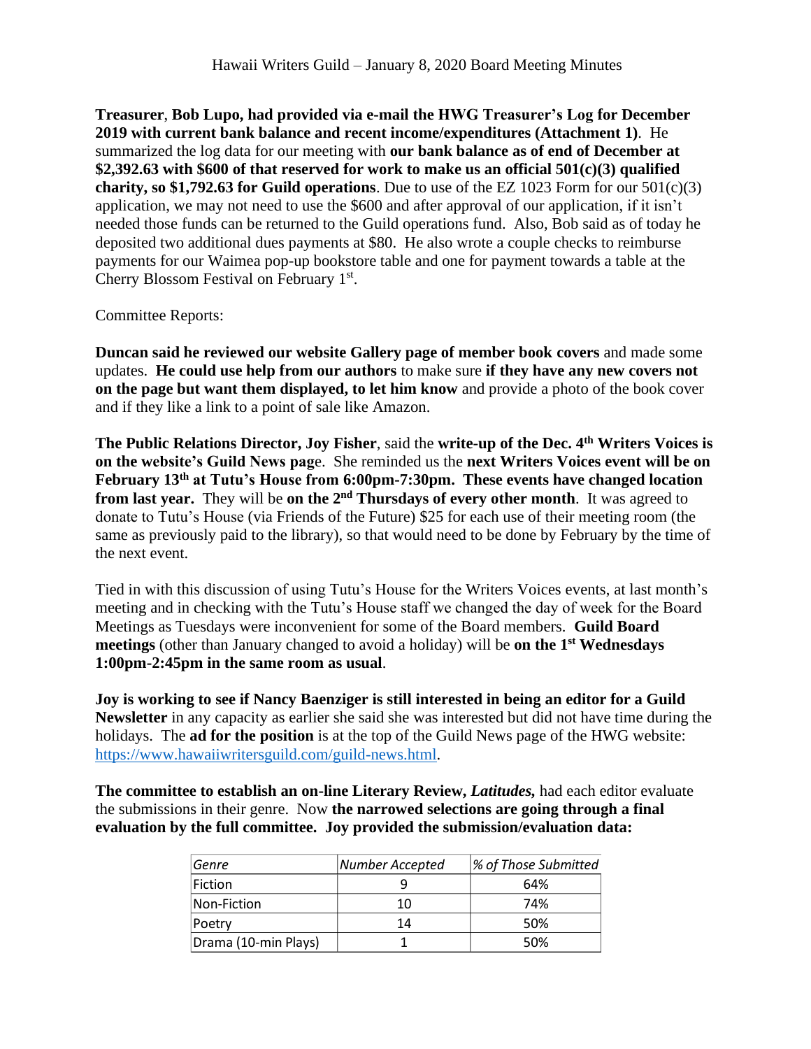**Treasurer**, **Bob Lupo, had provided via e-mail the HWG Treasurer's Log for December 2019 with current bank balance and recent income/expenditures (Attachment 1)**. He summarized the log data for our meeting with **our bank balance as of end of December at $2,392.63 with $600 of that reserved for work to make us an official 501(c)(3) qualified charity, so $1,792.63 for Guild operations**. Due to use of the EZ 1023 Form for our 501(c)(3) application, we may not need to use the $600 and after approval of our application, if it isn't needed those funds can be returned to the Guild operations fund. Also, Bob said as of today he deposited two additional dues payments at $80. He also wrote a couple checks to reimburse payments for our Waimea pop-up bookstore table and one for payment towards a table at the Cherry Blossom Festival on February 1st.

Committee Reports:

**Duncan said he reviewed our website Gallery page of member book covers** and made some updates. **He could use help from our authors** to make sure **if they have any new covers not on the page but want them displayed, to let him know** and provide a photo of the book cover and if they like a link to a point of sale like Amazon.

**The Public Relations Director, Joy Fisher**, said the **write-up of the Dec. 4th Writers Voices is on the website's Guild News pag**e. She reminded us the **next Writers Voices event will be on February 13th at Tutu's House from 6:00pm-7:30pm. These events have changed location from last year.** They will be **on the 2nd Thursdays of every other month**. It was agreed to donate to Tutu's House (via Friends of the Future) $25 for each use of their meeting room (the same as previously paid to the library), so that would need to be done by February by the time of the next event.

Tied in with this discussion of using Tutu's House for the Writers Voices events, at last month's meeting and in checking with the Tutu's House staff we changed the day of week for the Board Meetings as Tuesdays were inconvenient for some of the Board members. **Guild Board meetings** (other than January changed to avoid a holiday) will be **on the 1st Wednesdays 1:00pm-2:45pm in the same room as usual**.

**Joy is working to see if Nancy Baenziger is still interested in being an editor for a Guild Newsletter** in any capacity as earlier she said she was interested but did not have time during the holidays. The **ad for the position** is at the top of the Guild News page of the HWG website: https://www.hawaiiwritersguild.com/guild-news.html.

**The committee to establish an on-line Literary Review, *Latitudes*,** had each editor evaluate the submissions in their genre. Now **the narrowed selections are going through a final evaluation by the full committee. Joy provided the submission/evaluation data:**

| Genre | Number Accepted | % of Those Submitted |
|---|---|---|
| Fiction | 9 | 64% |
| Non-Fiction | 10 | 74% |
| Poetry | 14 | 50% |
| Drama (10-min Plays) | 1 | 50% |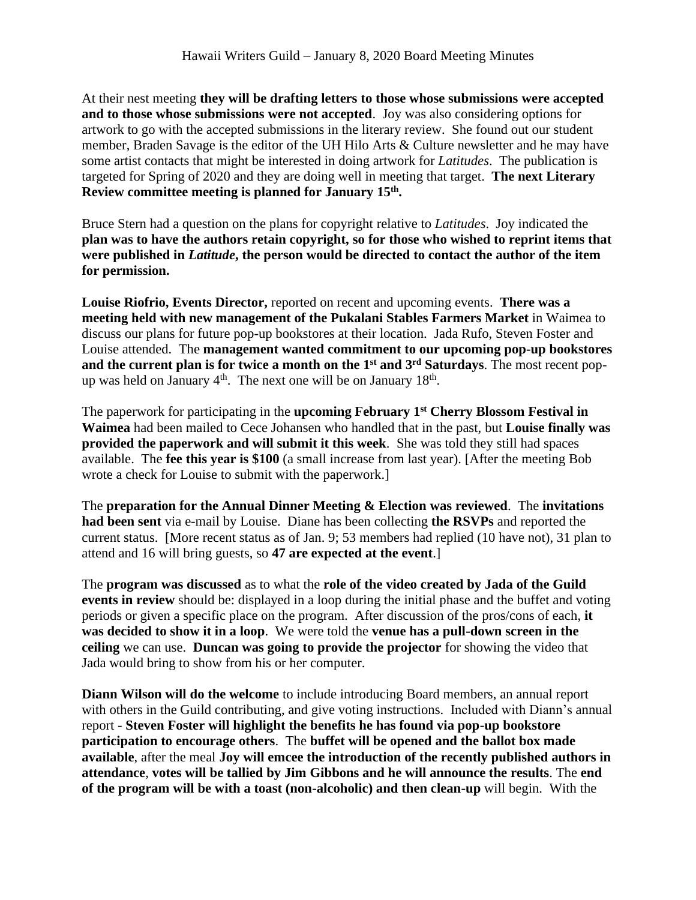At their nest meeting **they will be drafting letters to those whose submissions were accepted and to those whose submissions were not accepted**. Joy was also considering options for artwork to go with the accepted submissions in the literary review. She found out our student member, Braden Savage is the editor of the UH Hilo Arts & Culture newsletter and he may have some artist contacts that might be interested in doing artwork for *Latitudes*. The publication is targeted for Spring of 2020 and they are doing well in meeting that target. **The next Literary Review committee meeting is planned for January 15th.**

Bruce Stern had a question on the plans for copyright relative to *Latitudes*. Joy indicated the **plan was to have the authors retain copyright, so for those who wished to reprint items that were published in *Latitude*, the person would be directed to contact the author of the item for permission.**

**Louise Riofrio, Events Director,** reported on recent and upcoming events. **There was a meeting held with new management of the Pukalani Stables Farmers Market** in Waimea to discuss our plans for future pop-up bookstores at their location. Jada Rufo, Steven Foster and Louise attended. The **management wanted commitment to our upcoming pop-up bookstores and the current plan is for twice a month on the 1st and 3rd Saturdays**. The most recent pop-up was held on January 4th. The next one will be on January 18th.

The paperwork for participating in the **upcoming February 1st Cherry Blossom Festival in Waimea** had been mailed to Cece Johansen who handled that in the past, but **Louise finally was provided the paperwork and will submit it this week**. She was told they still had spaces available. The **fee this year is $100** (a small increase from last year). [After the meeting Bob wrote a check for Louise to submit with the paperwork.]

The **preparation for the Annual Dinner Meeting & Election was reviewed**. The **invitations had been sent** via e-mail by Louise. Diane has been collecting **the RSVPs** and reported the current status. [More recent status as of Jan. 9; 53 members had replied (10 have not), 31 plan to attend and 16 will bring guests, so **47 are expected at the event**.]

The **program was discussed** as to what the **role of the video created by Jada of the Guild events in review** should be: displayed in a loop during the initial phase and the buffet and voting periods or given a specific place on the program. After discussion of the pros/cons of each, **it was decided to show it in a loop**. We were told the **venue has a pull-down screen in the ceiling** we can use. **Duncan was going to provide the projector** for showing the video that Jada would bring to show from his or her computer.

**Diann Wilson will do the welcome** to include introducing Board members, an annual report with others in the Guild contributing, and give voting instructions. Included with Diann's annual report - **Steven Foster will highlight the benefits he has found via pop-up bookstore participation to encourage others**. The **buffet will be opened and the ballot box made available**, after the meal **Joy will emcee the introduction of the recently published authors in attendance**, **votes will be tallied by Jim Gibbons and he will announce the results**. The **end of the program will be with a toast (non-alcoholic) and then clean-up** will begin. With the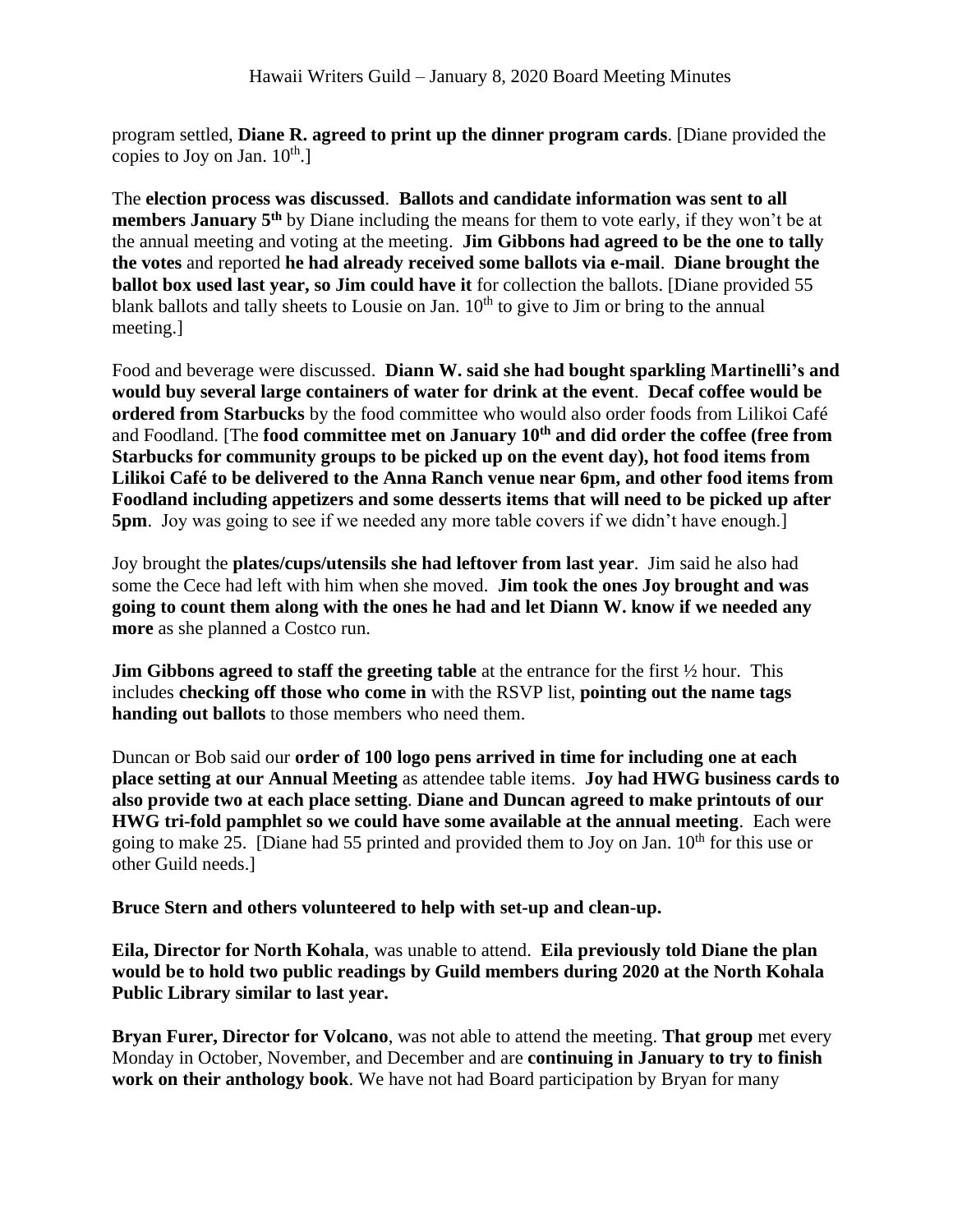program settled, **Diane R. agreed to print up the dinner program cards**. [Diane provided the copies to Joy on Jan. 10th.]

The **election process was discussed**. **Ballots and candidate information was sent to all members January 5th** by Diane including the means for them to vote early, if they won't be at the annual meeting and voting at the meeting. **Jim Gibbons had agreed to be the one to tally the votes** and reported **he had already received some ballots via e-mail**. **Diane brought the ballot box used last year, so Jim could have it** for collection the ballots. [Diane provided 55 blank ballots and tally sheets to Lousie on Jan. 10th to give to Jim or bring to the annual meeting.]

Food and beverage were discussed. **Diann W. said she had bought sparkling Martinelli's and would buy several large containers of water for drink at the event**. **Decaf coffee would be ordered from Starbucks** by the food committee who would also order foods from Lilikoi Café and Foodland. [The **food committee met on January 10th and did order the coffee (free from Starbucks for community groups to be picked up on the event day), hot food items from Lilikoi Café to be delivered to the Anna Ranch venue near 6pm, and other food items from Foodland including appetizers and some desserts items that will need to be picked up after 5pm**. Joy was going to see if we needed any more table covers if we didn't have enough.]

Joy brought the **plates/cups/utensils she had leftover from last year**. Jim said he also had some the Cece had left with him when she moved. **Jim took the ones Joy brought and was going to count them along with the ones he had and let Diann W. know if we needed any more** as she planned a Costco run.

**Jim Gibbons agreed to staff the greeting table** at the entrance for the first ½ hour. This includes **checking off those who come in** with the RSVP list, **pointing out the name tags handing out ballots** to those members who need them.

Duncan or Bob said our **order of 100 logo pens arrived in time for including one at each place setting at our Annual Meeting** as attendee table items. **Joy had HWG business cards to also provide two at each place setting**. **Diane and Duncan agreed to make printouts of our HWG tri-fold pamphlet so we could have some available at the annual meeting**. Each were going to make 25. [Diane had 55 printed and provided them to Joy on Jan. 10th for this use or other Guild needs.]

**Bruce Stern and others volunteered to help with set-up and clean-up.**

**Eila, Director for North Kohala**, was unable to attend. **Eila previously told Diane the plan would be to hold two public readings by Guild members during 2020 at the North Kohala Public Library similar to last year.**

**Bryan Furer, Director for Volcano**, was not able to attend the meeting. **That group** met every Monday in October, November, and December and are **continuing in January to try to finish work on their anthology book**. We have not had Board participation by Bryan for many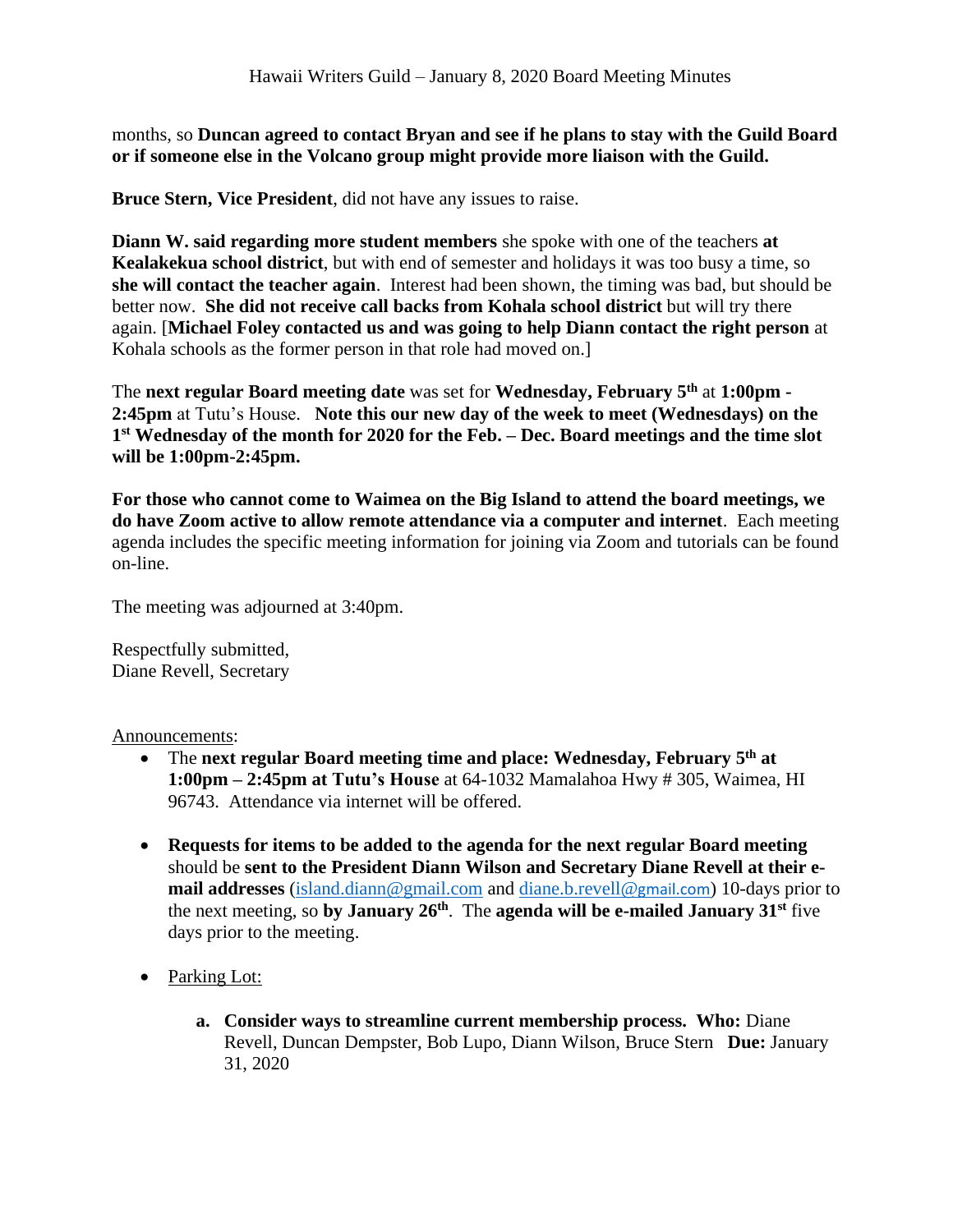months, so **Duncan agreed to contact Bryan and see if he plans to stay with the Guild Board or if someone else in the Volcano group might provide more liaison with the Guild.**

**Bruce Stern, Vice President**, did not have any issues to raise.

**Diann W. said regarding more student members** she spoke with one of the teachers **at Kealakekua school district**, but with end of semester and holidays it was too busy a time, so **she will contact the teacher again**. Interest had been shown, the timing was bad, but should be better now. **She did not receive call backs from Kohala school district** but will try there again. [**Michael Foley contacted us and was going to help Diann contact the right person** at Kohala schools as the former person in that role had moved on.]

The **next regular Board meeting date** was set for **Wednesday, February 5th** at **1:00pm - 2:45pm** at Tutu's House. **Note this our new day of the week to meet (Wednesdays) on the 1st Wednesday of the month for 2020 for the Feb. – Dec. Board meetings and the time slot will be 1:00pm-2:45pm.**

**For those who cannot come to Waimea on the Big Island to attend the board meetings, we do have Zoom active to allow remote attendance via a computer and internet**. Each meeting agenda includes the specific meeting information for joining via Zoom and tutorials can be found on-line.

The meeting was adjourned at 3:40pm.

Respectfully submitted,
Diane Revell, Secretary

Announcements:

- The **next regular Board meeting time and place: Wednesday, February 5th at 1:00pm – 2:45pm at Tutu's House** at 64-1032 Mamalahoa Hwy # 305, Waimea, HI 96743. Attendance via internet will be offered.

- **Requests for items to be added to the agenda for the next regular Board meeting** should be **sent to the President Diann Wilson and Secretary Diane Revell at their e-mail addresses** (island.diann@gmail.com and diane.b.revell@gmail.com) 10-days prior to the next meeting, so **by January 26th**. The **agenda will be e-mailed January 31st** five days prior to the meeting.

- Parking Lot:

  a. **Consider ways to streamline current membership process. Who:** Diane Revell, Duncan Dempster, Bob Lupo, Diann Wilson, Bruce Stern **Due:** January 31, 2020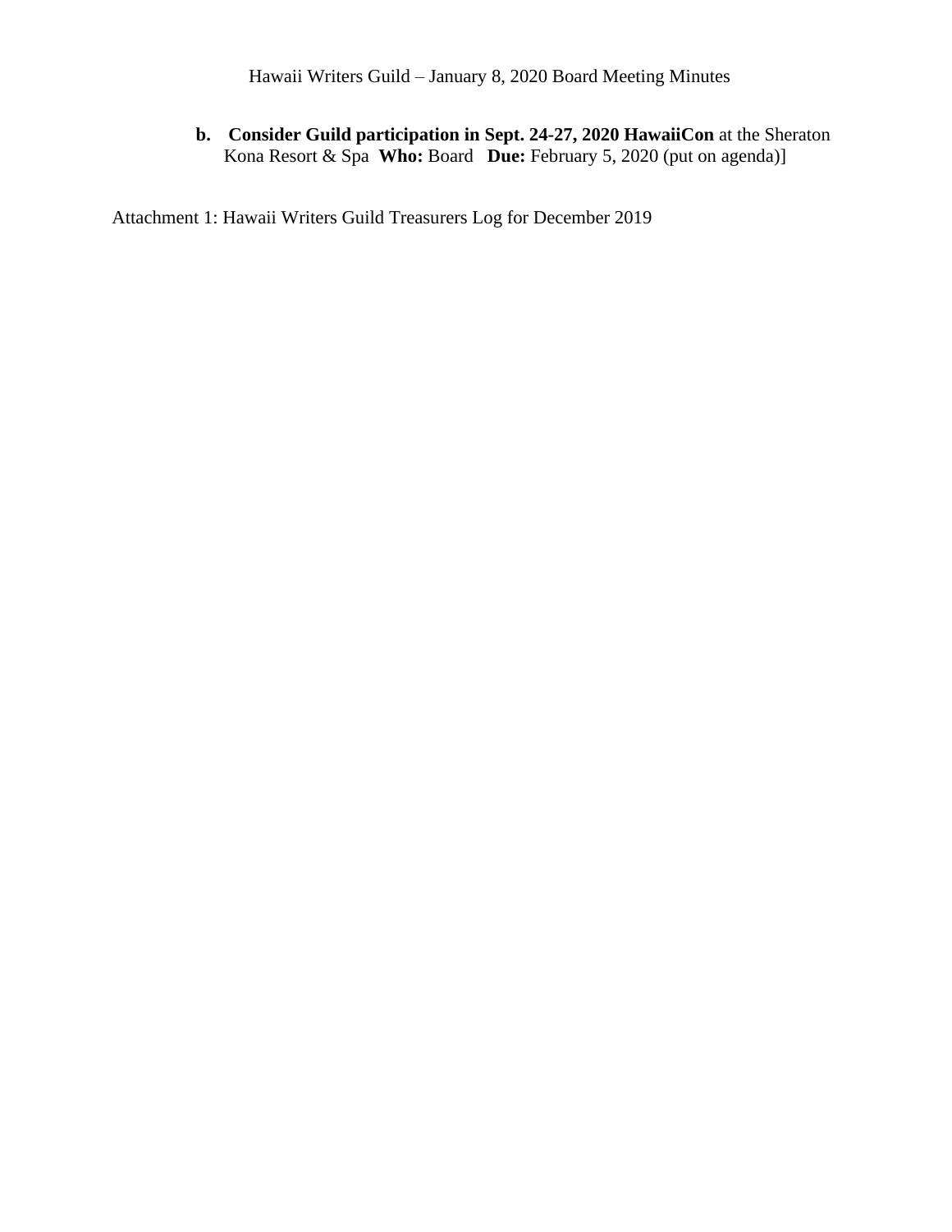b. **Consider Guild participation in Sept. 24-27, 2020 HawaiiCon** at the Sheraton Kona Resort & Spa **Who:** Board **Due:** February 5, 2020 (put on agenda)]

Attachment 1: Hawaii Writers Guild Treasurers Log for December 2019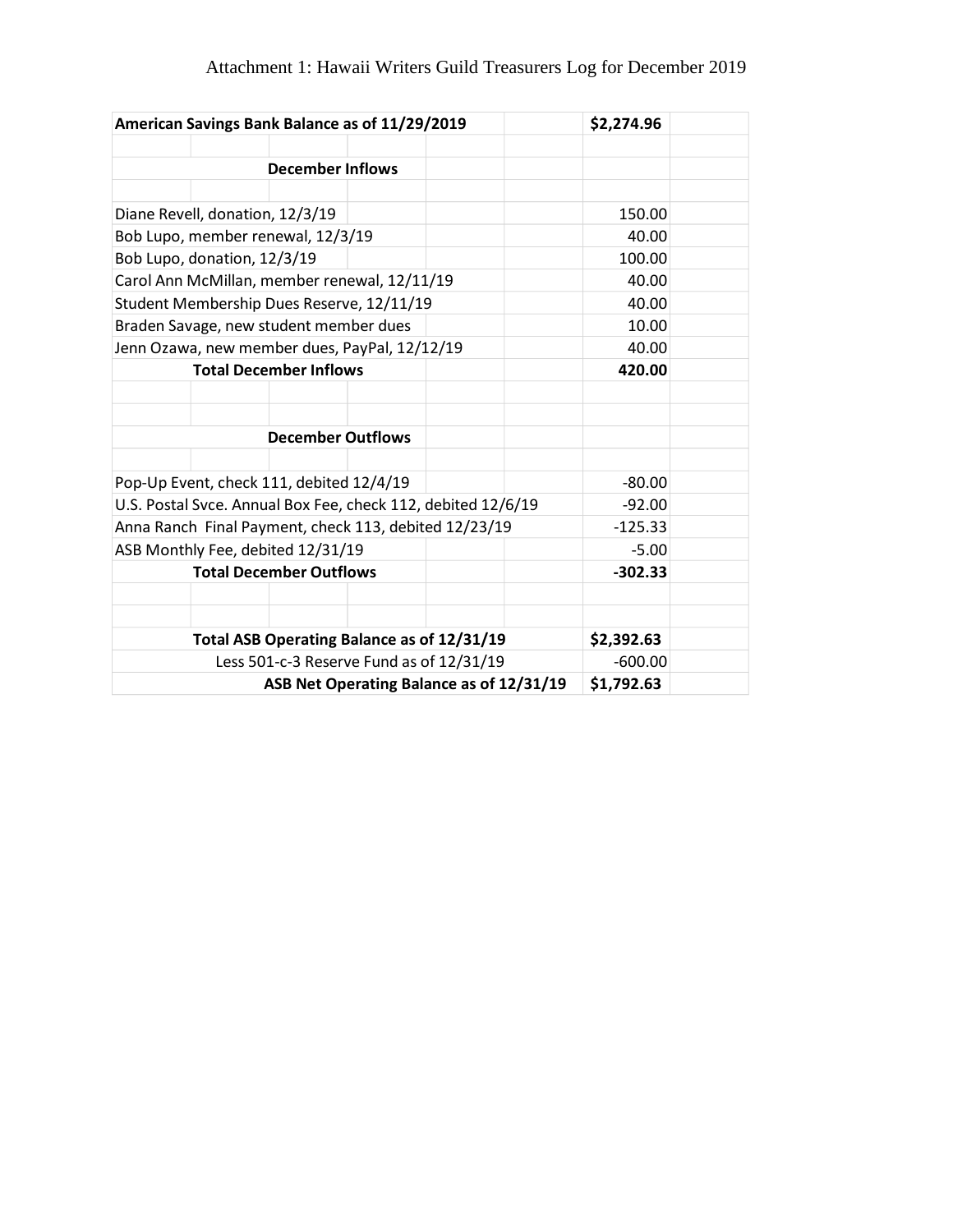Attachment 1: Hawaii Writers Guild Treasurers Log for December 2019

| | |
|---|---|
| **American Savings Bank Balance as of 11/29/2019** | **$2,274.96** |
| | |
| **December Inflows** | |
| | |
| Diane Revell, donation, 12/3/19 | 150.00 |
| Bob Lupo, member renewal, 12/3/19 | 40.00 |
| Bob Lupo, donation, 12/3/19 | 100.00 |
| Carol Ann McMillan, member renewal, 12/11/19 | 40.00 |
| Student Membership Dues Reserve, 12/11/19 | 40.00 |
| Braden Savage, new student member dues | 10.00 |
| Jenn Ozawa, new member dues, PayPal, 12/12/19 | 40.00 |
| **Total December Inflows** | **420.00** |
| | |
| | |
| **December Outflows** | |
| | |
| Pop-Up Event, check 111, debited 12/4/19 | -80.00 |
| U.S. Postal Svce. Annual Box Fee, check 112, debited 12/6/19 | -92.00 |
| Anna Ranch Final Payment, check 113, debited 12/23/19 | -125.33 |
| ASB Monthly Fee, debited 12/31/19 | -5.00 |
| **Total December Outflows** | **-302.33** |
| | |
| | |
| **Total ASB Operating Balance as of 12/31/19** | **$2,392.63** |
| Less 501-c-3 Reserve Fund as of 12/31/19 | -600.00 |
| **ASB Net Operating Balance as of 12/31/19** | **$1,792.63** |